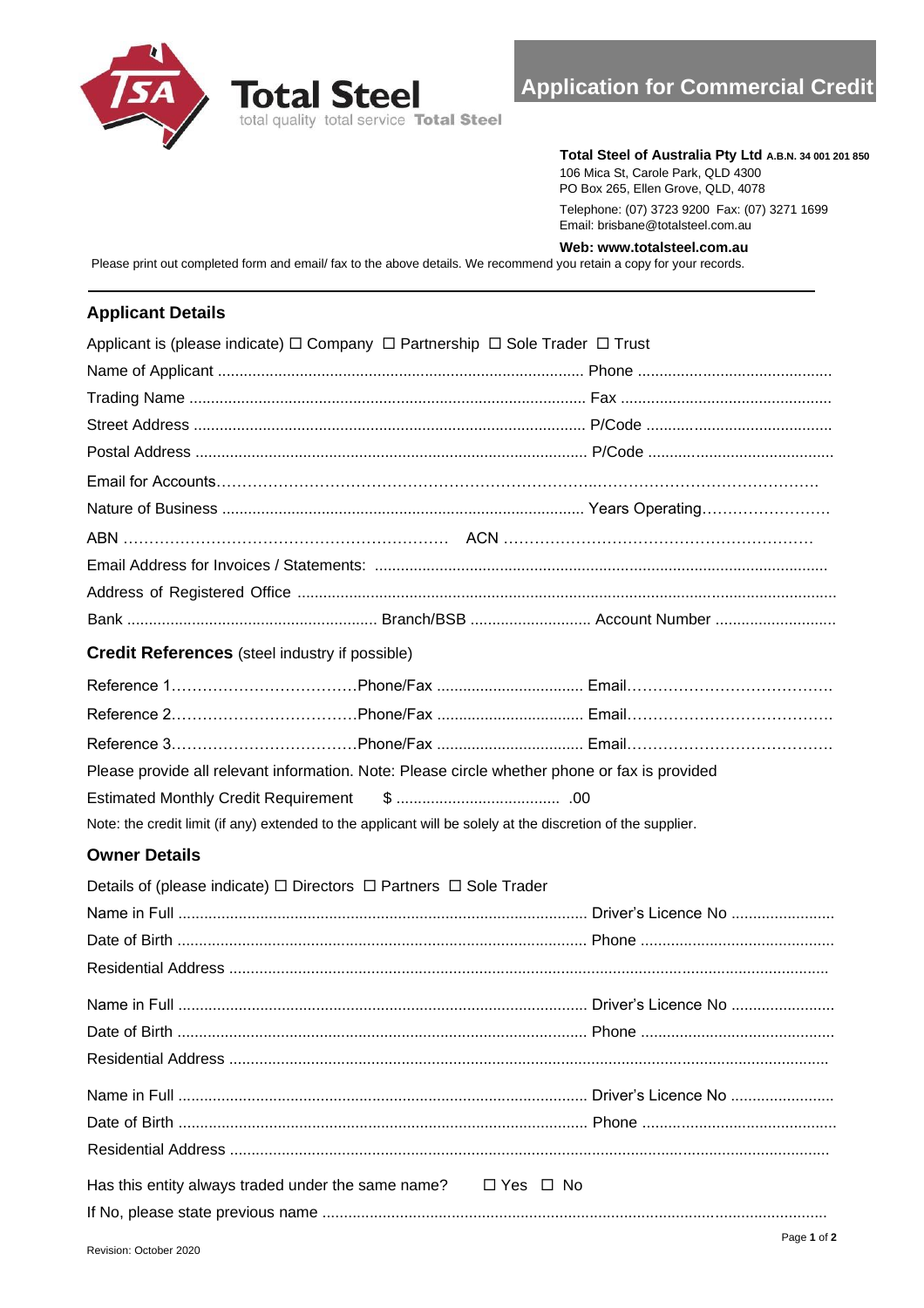Total Steel

total quality total service **Total Steel**

# Application for Commercial Credit

**Total Steel of Australia Pty Ltd A.B.N. 34 001 201 850**
106 Mica St, Carole Park, QLD 4300
PO Box 265, Ellen Grove, QLD, 4078

Telephone: (07) 3723 9200 Fax: (07) 3271 1699
Email: brisbane@totalsteel.com.au

**Web: www.totalsteel.com.au**

Please print out completed form and email/ fax to the above details. We recommend you retain a copy for your records.

## Applicant Details

Applicant is (please indicate) ☐ Company ☐ Partnership ☐ Sole Trader ☐ Trust

Name of Applicant ........................................................................................ Phone .............................................

Trading Name ............................................................................................ Fax .................................................

Street Address ........................................................................................... P/Code ...........................................

Postal Address ........................................................................................... P/Code ...........................................

Email for Accounts……………………………………………………………………..……………………………………

Nature of Business ..................................................................................... Years Operating……………………

ABN ……………………………………………………… ACN ……………………………………………………

Email Address for Invoices / Statements: ........................................................................................................

Address of Registered Office ...........................................................................................................................

Bank .......................................................... Branch/BSB ............................ Account Number ............................

## Credit References (steel industry if possible)

Reference 1………………………………Phone/Fax ................................. Email…………………………………

Reference 2………………………………Phone/Fax ................................. Email…………………………………

Reference 3………………………………Phone/Fax ................................. Email…………………………………

Please provide all relevant information. Note: Please circle whether phone or fax is provided

Estimated Monthly Credit Requirement $ ...................................... .00

Note: the credit limit (if any) extended to the applicant will be solely at the discretion of the supplier.

## Owner Details

Details of (please indicate) ☐ Directors ☐ Partners ☐ Sole Trader

Name in Full .............................................................................................. Driver's Licence No ........................

Date of Birth .............................................................................................. Phone .............................................

Residential Address ..........................................................................................................................................

Name in Full .............................................................................................. Driver's Licence No ........................

Date of Birth .............................................................................................. Phone .............................................

Residential Address ..........................................................................................................................................

Name in Full .............................................................................................. Driver's Licence No ........................

Date of Birth .............................................................................................. Phone .............................................

Residential Address ..........................................................................................................................................

Has this entity always traded under the same name? ☐ Yes ☐ No

If No, please state previous name ....................................................................................................................

Revision: October 2020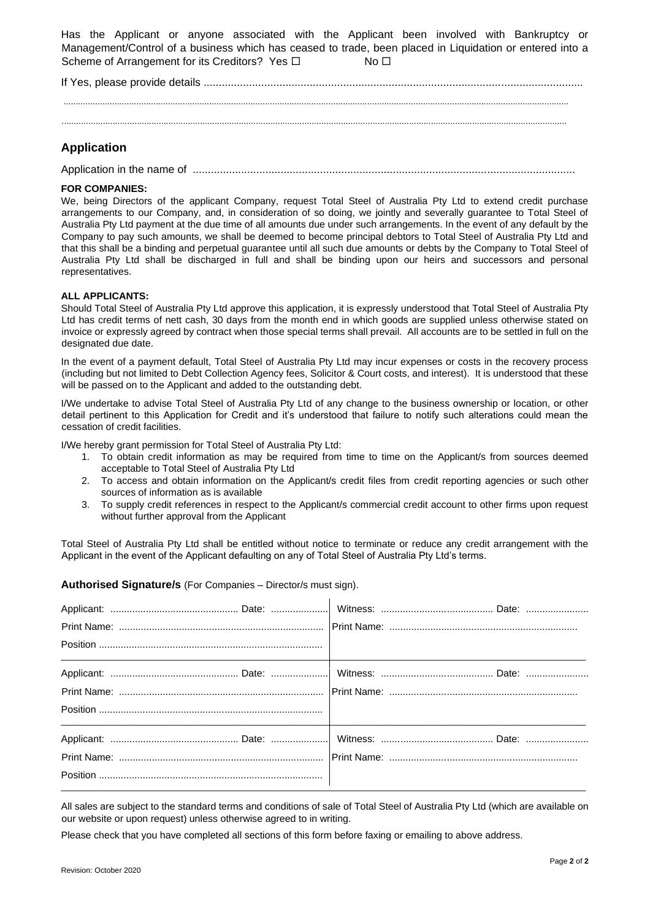Has the Applicant or anyone associated with the Applicant been involved with Bankruptcy or Management/Control of a business which has ceased to trade, been placed in Liquidation or entered into a Scheme of Arrangement for its Creditors? Yes ☐ No ☐

If Yes, please provide details ..............................................................................................................................

..............................................................................................................................................................................................

..............................................................................................................................................................................................

## Application

Application in the name of ..............................................................................................................................

**FOR COMPANIES:**

We, being Directors of the applicant Company, request Total Steel of Australia Pty Ltd to extend credit purchase arrangements to our Company, and, in consideration of so doing, we jointly and severally guarantee to Total Steel of Australia Pty Ltd payment at the due time of all amounts due under such arrangements. In the event of any default by the Company to pay such amounts, we shall be deemed to become principal debtors to Total Steel of Australia Pty Ltd and that this shall be a binding and perpetual guarantee until all such due amounts or debts by the Company to Total Steel of Australia Pty Ltd shall be discharged in full and shall be binding upon our heirs and successors and personal representatives.

**ALL APPLICANTS:**

Should Total Steel of Australia Pty Ltd approve this application, it is expressly understood that Total Steel of Australia Pty Ltd has credit terms of nett cash, 30 days from the month end in which goods are supplied unless otherwise stated on invoice or expressly agreed by contract when those special terms shall prevail. All accounts are to be settled in full on the designated due date.

In the event of a payment default, Total Steel of Australia Pty Ltd may incur expenses or costs in the recovery process (including but not limited to Debt Collection Agency fees, Solicitor & Court costs, and interest). It is understood that these will be passed on to the Applicant and added to the outstanding debt.

I/We undertake to advise Total Steel of Australia Pty Ltd of any change to the business ownership or location, or other detail pertinent to this Application for Credit and it's understood that failure to notify such alterations could mean the cessation of credit facilities.

I/We hereby grant permission for Total Steel of Australia Pty Ltd:

1. To obtain credit information as may be required from time to time on the Applicant/s from sources deemed acceptable to Total Steel of Australia Pty Ltd
2. To access and obtain information on the Applicant/s credit files from credit reporting agencies or such other sources of information as is available
3. To supply credit references in respect to the Applicant/s commercial credit account to other firms upon request without further approval from the Applicant

Total Steel of Australia Pty Ltd shall be entitled without notice to terminate or reduce any credit arrangement with the Applicant in the event of the Applicant defaulting on any of Total Steel of Australia Pty Ltd's terms.

**Authorised Signature/s** (For Companies – Director/s must sign).

| | |
|---|---|
| Applicant: .............................................. Date: ..................... | Witness: ......................................... Date: ....................... |
| Print Name: .......................................................................... | Print Name: .................................................................... |
| Position ................................................................................. | |
| Applicant: .............................................. Date: ..................... | Witness: ......................................... Date: ....................... |
| Print Name: .......................................................................... | Print Name: .................................................................... |
| Position ................................................................................. | |
| Applicant: .............................................. Date: ..................... | Witness: ......................................... Date: ....................... |
| Print Name: .......................................................................... | Print Name: .................................................................... |
| Position ................................................................................. | |

All sales are subject to the standard terms and conditions of sale of Total Steel of Australia Pty Ltd (which are available on our website or upon request) unless otherwise agreed to in writing.

Please check that you have completed all sections of this form before faxing or emailing to above address.

Revision: October 2020